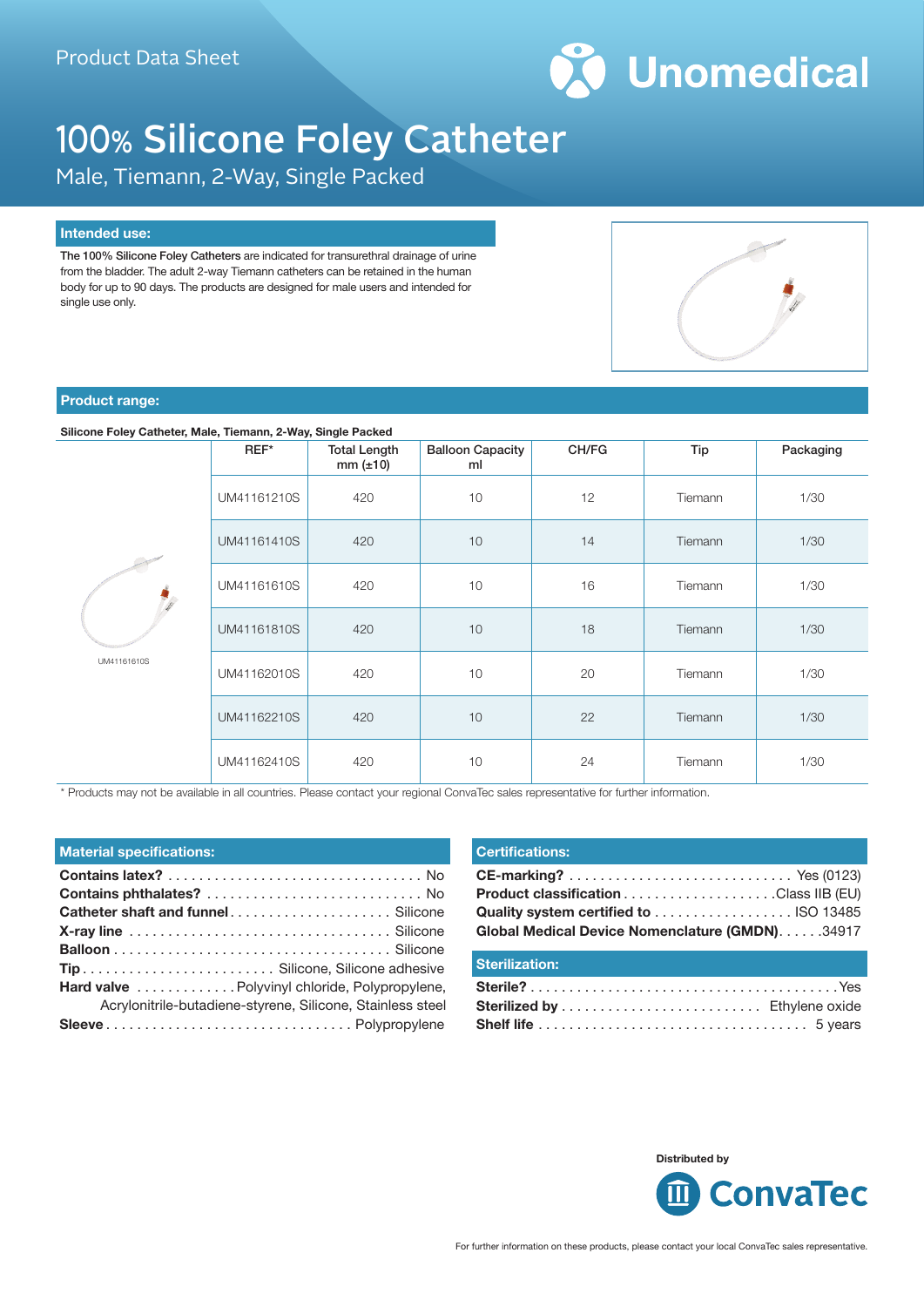Product Data Sheet

Unomedical

# 100% Silicone Foley Catheter

Male, Tiemann, 2-Way, Single Packed

## Intended use:

The 100% Silicone Foley Catheters are indicated for transurethral drainage of urine from the bladder. The adult 2-way Tiemann catheters can be retained in the human body for up to 90 days. The products are designed for male users and intended for single use only.

## Product range:

**Silicone Foley Catheter, Male, Tiemann, 2-Way, Single Packed**

| REF* | Total Length mm (±10) | Balloon Capacity ml | CH/FG | Tip | Packaging |
|---|---|---|---|---|---|
| UM41161210S | 420 | 10 | 12 | Tiemann | 1/30 |
| UM41161410S | 420 | 10 | 14 | Tiemann | 1/30 |
| UM41161610S | 420 | 10 | 16 | Tiemann | 1/30 |
| UM41161810S | 420 | 10 | 18 | Tiemann | 1/30 |
| UM41162010S | 420 | 10 | 20 | Tiemann | 1/30 |
| UM41162210S | 420 | 10 | 22 | Tiemann | 1/30 |
| UM41162410S | 420 | 10 | 24 | Tiemann | 1/30 |

UM41161610S

* Products may not be available in all countries. Please contact your regional ConvaTec sales representative for further information.

## Material specifications:

**Contains latex?** ................................ No
**Contains phthalates?** ........................... No
**Catheter shaft and funnel** ..................... Silicone
**X-ray line** ..................................... Silicone
**Balloon** ........................................ Silicone
**Tip** ......................... Silicone, Silicone adhesive
**Hard valve** ............. Polyvinyl chloride, Polypropylene, Acrylonitrile-butadiene-styrene, Silicone, Stainless steel
**Sleeve** .................................... Polypropylene

## Certifications:

**CE-marking?** ............................ Yes (0123)
**Product classification** ................... Class IIB (EU)
**Quality system certified to** ................. ISO 13485
**Global Medical Device Nomenclature (GMDN)** ...... 34917

## Sterilization:

**Sterile?** ........................................ Yes
**Sterilized by** ......................... Ethylene oxide
**Shelf life** ................................... 5 years

Distributed by

ConvaTec

For further information on these products, please contact your local ConvaTec sales representative.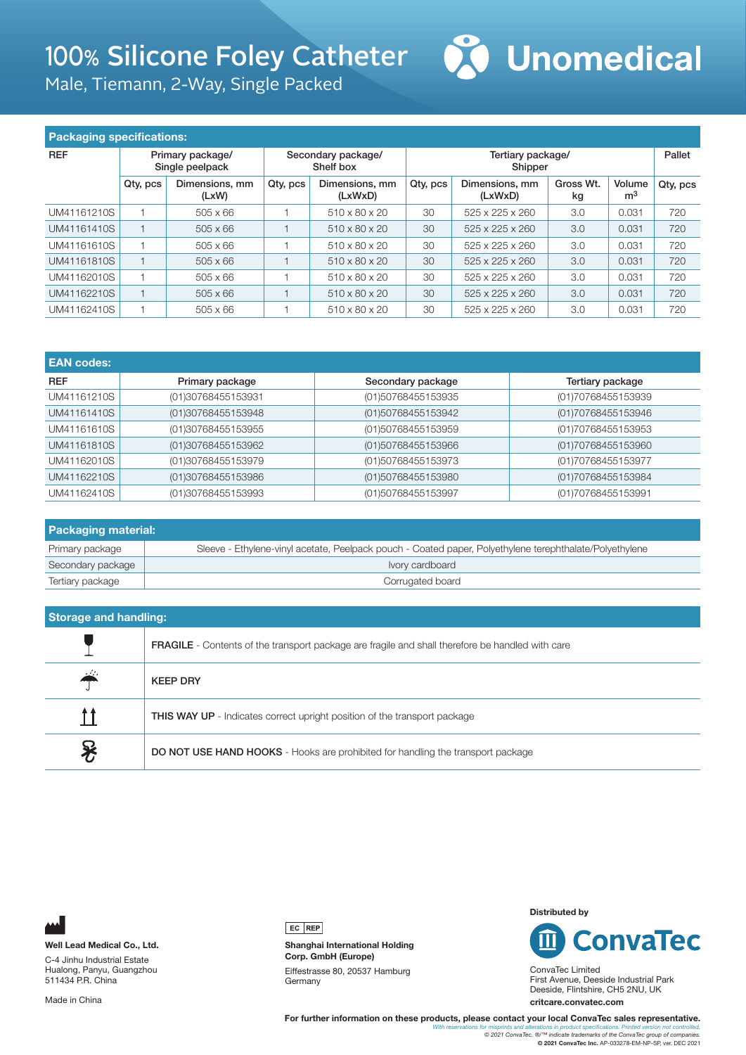# 100% Silicone Foley Catheter

Male, Tiemann, 2-Way, Single Packed

Unomedical

## Packaging specifications:

| REF | Primary package/ Single peelpack | | Secondary package/ Shelf box | | Tertiary package/ Shipper | | | | Pallet |
|---|---|---|---|---|---|---|---|---|---|
| | Qty, pcs | Dimensions, mm (LxW) | Qty, pcs | Dimensions, mm (LxWxD) | Qty, pcs | Dimensions, mm (LxWxD) | Gross Wt. kg | Volume $m^3$ | Qty, pcs |
| UM41161210S | 1 | 505 x 66 | 1 | 510 x 80 x 20 | 30 | 525 x 225 x 260 | 3.0 | 0.031 | 720 |
| UM41161410S | 1 | 505 x 66 | 1 | 510 x 80 x 20 | 30 | 525 x 225 x 260 | 3.0 | 0.031 | 720 |
| UM41161610S | 1 | 505 x 66 | 1 | 510 x 80 x 20 | 30 | 525 x 225 x 260 | 3.0 | 0.031 | 720 |
| UM41161810S | 1 | 505 x 66 | 1 | 510 x 80 x 20 | 30 | 525 x 225 x 260 | 3.0 | 0.031 | 720 |
| UM41162010S | 1 | 505 x 66 | 1 | 510 x 80 x 20 | 30 | 525 x 225 x 260 | 3.0 | 0.031 | 720 |
| UM41162210S | 1 | 505 x 66 | 1 | 510 x 80 x 20 | 30 | 525 x 225 x 260 | 3.0 | 0.031 | 720 |
| UM41162410S | 1 | 505 x 66 | 1 | 510 x 80 x 20 | 30 | 525 x 225 x 260 | 3.0 | 0.031 | 720 |

## EAN codes:

| REF | Primary package | Secondary package | Tertiary package |
|---|---|---|---|
| UM41161210S | (01)30768455153931 | (01)50768455153935 | (01)70768455153939 |
| UM41161410S | (01)30768455153948 | (01)50768455153942 | (01)70768455153946 |
| UM41161610S | (01)30768455153955 | (01)50768455153959 | (01)70768455153953 |
| UM41161810S | (01)30768455153962 | (01)50768455153966 | (01)70768455153960 |
| UM41162010S | (01)30768455153979 | (01)50768455153973 | (01)70768455153977 |
| UM41162210S | (01)30768455153986 | (01)50768455153980 | (01)70768455153984 |
| UM41162410S | (01)30768455153993 | (01)50768455153997 | (01)70768455153991 |

## Packaging material:

| | |
|---|---|
| Primary package | Sleeve - Ethylene-vinyl acetate, Peelpack pouch - Coated paper, Polyethylene terephthalate/Polyethylene |
| Secondary package | Ivory cardboard |
| Tertiary package | Corrugated board |

## Storage and handling:

**FRAGILE** - Contents of the transport package are fragile and shall therefore be handled with care

**KEEP DRY**

**THIS WAY UP** - Indicates correct upright position of the transport package

**DO NOT USE HAND HOOKS** - Hooks are prohibited for handling the transport package

**Well Lead Medical Co., Ltd.**
C-4 Jinhu Industrial Estate
Hualong, Panyu, Guangzhou
511434 P.R. China

Made in China

EC REP

**Shanghai International Holding Corp. GmbH (Europe)**
Eiffestrasse 80, 20537 Hamburg
Germany

**Distributed by**

ConvaTec

ConvaTec Limited
First Avenue, Deeside Industrial Park
Deeside, Flintshire, CH5 2NU, UK
**critcare.convatec.com**

**For further information on these products, please contact your local ConvaTec sales representative.**

*With reservations for misprints and alterations in product specifications. Printed version not controlled.*
*© 2021 ConvaTec. ®/™ indicate trademarks of the ConvaTec group of companies.*
**© 2021 ConvaTec Inc.** AP-033278-EM-NP-SP, ver. DEC 2021